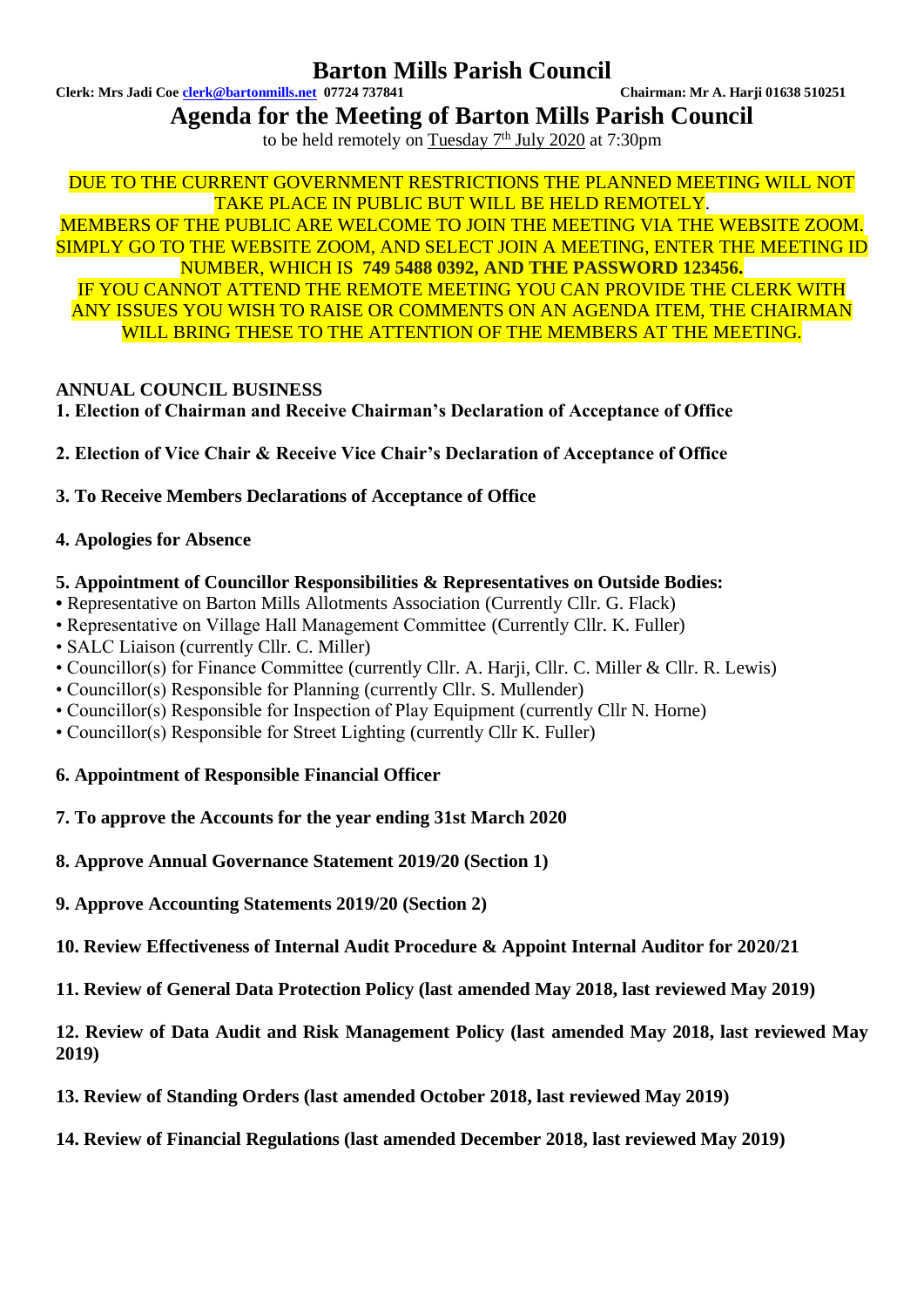# Barton Mills Parish Council

**Clerk: Mrs Jadi Coe clerk@bartonmills.net 07724 737841** **Chairman: Mr A. Harji 01638 510251**

## Agenda for the Meeting of Barton Mills Parish Council

to be held remotely on Tuesday 7th July 2020 at 7:30pm

DUE TO THE CURRENT GOVERNMENT RESTRICTIONS THE PLANNED MEETING WILL NOT TAKE PLACE IN PUBLIC BUT WILL BE HELD REMOTELY.
MEMBERS OF THE PUBLIC ARE WELCOME TO JOIN THE MEETING VIA THE WEBSITE ZOOM. SIMPLY GO TO THE WEBSITE ZOOM, AND SELECT JOIN A MEETING, ENTER THE MEETING ID NUMBER, WHICH IS **749 5488 0392, AND THE PASSWORD 123456.**
IF YOU CANNOT ATTEND THE REMOTE MEETING YOU CAN PROVIDE THE CLERK WITH ANY ISSUES YOU WISH TO RAISE OR COMMENTS ON AN AGENDA ITEM, THE CHAIRMAN WILL BRING THESE TO THE ATTENTION OF THE MEMBERS AT THE MEETING.

**ANNUAL COUNCIL BUSINESS**

**1. Election of Chairman and Receive Chairman's Declaration of Acceptance of Office**

**2. Election of Vice Chair & Receive Vice Chair's Declaration of Acceptance of Office**

**3. To Receive Members Declarations of Acceptance of Office**

**4. Apologies for Absence**

**5. Appointment of Councillor Responsibilities & Representatives on Outside Bodies:**

- Representative on Barton Mills Allotments Association (Currently Cllr. G. Flack)
- Representative on Village Hall Management Committee (Currently Cllr. K. Fuller)
- SALC Liaison (currently Cllr. C. Miller)
- Councillor(s) for Finance Committee (currently Cllr. A. Harji, Cllr. C. Miller & Cllr. R. Lewis)
- Councillor(s) Responsible for Planning (currently Cllr. S. Mullender)
- Councillor(s) Responsible for Inspection of Play Equipment (currently Cllr N. Horne)
- Councillor(s) Responsible for Street Lighting (currently Cllr K. Fuller)

**6. Appointment of Responsible Financial Officer**

**7. To approve the Accounts for the year ending 31st March 2020**

**8. Approve Annual Governance Statement 2019/20 (Section 1)**

**9. Approve Accounting Statements 2019/20 (Section 2)**

**10. Review Effectiveness of Internal Audit Procedure & Appoint Internal Auditor for 2020/21**

**11. Review of General Data Protection Policy (last amended May 2018, last reviewed May 2019)**

**12. Review of Data Audit and Risk Management Policy (last amended May 2018, last reviewed May 2019)**

**13. Review of Standing Orders (last amended October 2018, last reviewed May 2019)**

**14. Review of Financial Regulations (last amended December 2018, last reviewed May 2019)**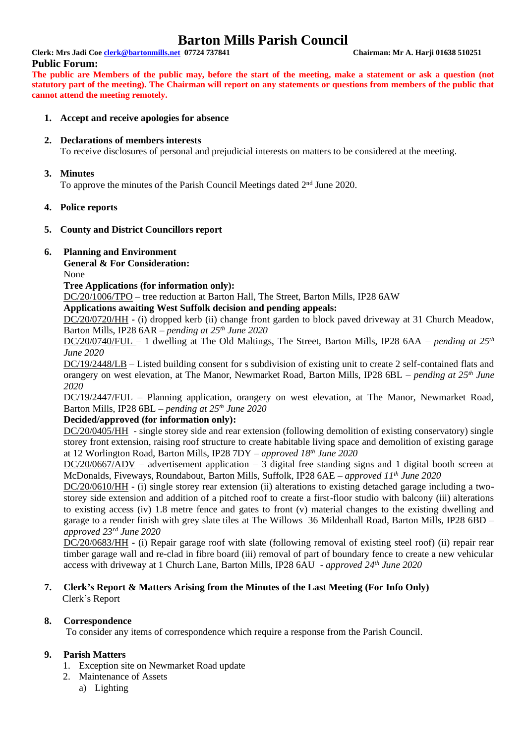# Barton Mills Parish Council

**Clerk: Mrs Jadi Coe [clerk@bartonmills.net](mailto:clerk@bartonmills.net) 07724 737841** **Chairman: Mr A. Harji 01638 510251**

## Public Forum:

**The public are Members of the public may, before the start of the meeting, make a statement or ask a question (not statutory part of the meeting). The Chairman will report on any statements or questions from members of the public that cannot attend the meeting remotely.**

1. **Accept and receive apologies for absence**

2. **Declarations of members interests**
   To receive disclosures of personal and prejudicial interests on matters to be considered at the meeting.

3. **Minutes**
   To approve the minutes of the Parish Council Meetings dated 2nd June 2020.

4. **Police reports**

5. **County and District Councillors report**

6. **Planning and Environment**
   **General & For Consideration:**
   None
   **Tree Applications (for information only):**
   DC/20/1006/TPO – tree reduction at Barton Hall, The Street, Barton Mills, IP28 6AW
   **Applications awaiting West Suffolk decision and pending appeals:**
   DC/20/0720/HH - (i) dropped kerb (ii) change front garden to block paved driveway at 31 Church Meadow, Barton Mills, IP28 6AR – *pending at 25th June 2020*
   DC/20/0740/FUL – 1 dwelling at The Old Maltings, The Street, Barton Mills, IP28 6AA – *pending at 25th June 2020*
   DC/19/2448/LB – Listed building consent for s subdivision of existing unit to create 2 self-contained flats and orangery on west elevation, at The Manor, Newmarket Road, Barton Mills, IP28 6BL – *pending at 25th June 2020*
   DC/19/2447/FUL – Planning application, orangery on west elevation, at The Manor, Newmarket Road, Barton Mills, IP28 6BL – *pending at 25th June 2020*
   **Decided/approved (for information only):**
   DC/20/0405/HH - single storey side and rear extension (following demolition of existing conservatory) single storey front extension, raising roof structure to create habitable living space and demolition of existing garage at 12 Worlington Road, Barton Mills, IP28 7DY – *approved 18th June 2020*
   DC/20/0667/ADV – advertisement application – 3 digital free standing signs and 1 digital booth screen at McDonalds, Fiveways, Roundabout, Barton Mills, Suffolk, IP28 6AE – *approved 11th June 2020*
   DC/20/0610/HH - (i) single storey rear extension (ii) alterations to existing detached garage including a two-storey side extension and addition of a pitched roof to create a first-floor studio with balcony (iii) alterations to existing access (iv) 1.8 metre fence and gates to front (v) material changes to the existing dwelling and garage to a render finish with grey slate tiles at The Willows 36 Mildenhall Road, Barton Mills, IP28 6BD – *approved 23rd June 2020*
   DC/20/0683/HH - (i) Repair garage roof with slate (following removal of existing steel roof) (ii) repair rear timber garage wall and re-clad in fibre board (iii) removal of part of boundary fence to create a new vehicular access with driveway at 1 Church Lane, Barton Mills, IP28 6AU - *approved 24th June 2020*

7. **Clerk's Report & Matters Arising from the Minutes of the Last Meeting (For Info Only)**
   Clerk's Report

8. **Correspondence**
   To consider any items of correspondence which require a response from the Parish Council.

9. **Parish Matters**
   1. Exception site on Newmarket Road update
   2. Maintenance of Assets
      a) Lighting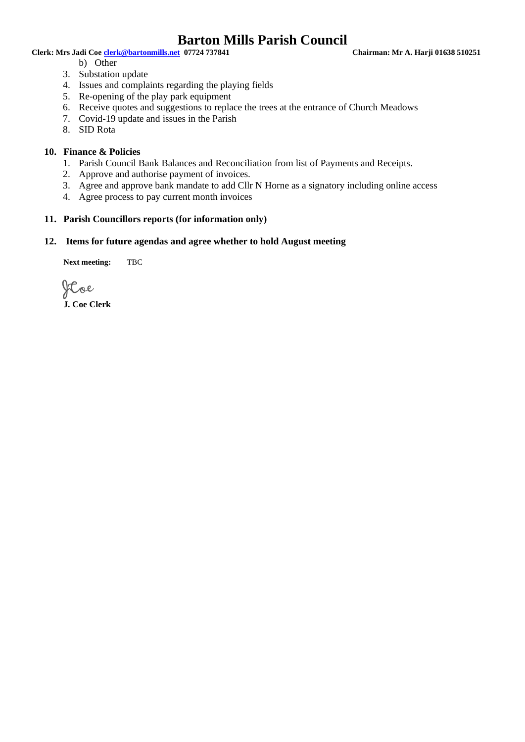b) Other

3. Substation update
4. Issues and complaints regarding the playing fields
5. Re-opening of the play park equipment
6. Receive quotes and suggestions to replace the trees at the entrance of Church Meadows
7. Covid-19 update and issues in the Parish
8. SID Rota

**10. Finance & Policies**

1. Parish Council Bank Balances and Reconciliation from list of Payments and Receipts.
2. Approve and authorise payment of invoices.
3. Agree and approve bank mandate to add Cllr N Horne as a signatory including online access
4. Agree process to pay current month invoices

**11. Parish Councillors reports (for information only)**

**12. Items for future agendas and agree whether to hold August meeting**

**Next meeting:** TBC

JCoe

**J. Coe Clerk**